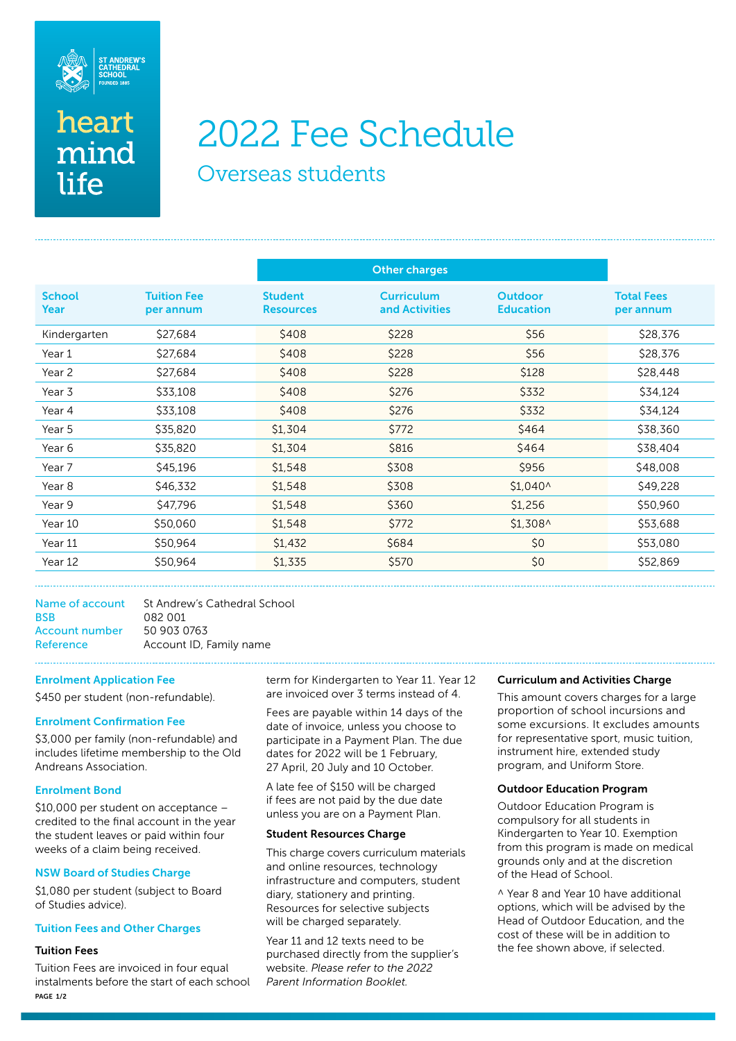ST ANDREW'S CATHEDRAL SCHOOL
FOUNDED 1885

heart
mind
life

# 2022 Fee Schedule

## Overseas students

| | | Other charges | | | |
|---|---|---|---|---|---|
| School Year | Tuition Fee per annum | Student Resources | Curriculum and Activities | Outdoor Education | Total Fees per annum |
| Kindergarten | $27,684 | $408 | $228 | $56 | $28,376 |
| Year 1 | $27,684 | $408 | $228 | $56 | $28,376 |
| Year 2 | $27,684 | $408 | $228 | $128 | $28,448 |
| Year 3 | $33,108 | $408 | $276 | $332 | $34,124 |
| Year 4 | $33,108 | $408 | $276 | $332 | $34,124 |
| Year 5 | $35,820 | $1,304 | $772 | $464 | $38,360 |
| Year 6 | $35,820 | $1,304 | $816 | $464 | $38,404 |
| Year 7 | $45,196 | $1,548 | $308 | $956 | $48,008 |
| Year 8 | $46,332 | $1,548 | $308 | $1,040^ | $49,228 |
| Year 9 | $47,796 | $1,548 | $360 | $1,256 | $50,960 |
| Year 10 | $50,060 | $1,548 | $772 | $1,308^ | $53,688 |
| Year 11 | $50,964 | $1,432 | $684 | $0 | $53,080 |
| Year 12 | $50,964 | $1,335 | $570 | $0 | $52,869 |

| | |
|---|---|
| Name of account | St Andrew's Cathedral School |
| BSB | 082 001 |
| Account number | 50 903 0763 |
| Reference | Account ID, Family name |

### Enrolment Application Fee

$450 per student (non-refundable).

### Enrolment Confirmation Fee

$3,000 per family (non-refundable) and includes lifetime membership to the Old Andreans Association.

### Enrolment Bond

$10,000 per student on acceptance – credited to the final account in the year the student leaves or paid within four weeks of a claim being received.

### NSW Board of Studies Charge

$1,080 per student (subject to Board of Studies advice).

### Tuition Fees and Other Charges

#### Tuition Fees

Tuition Fees are invoiced in four equal instalments before the start of each school term for Kindergarten to Year 11. Year 12 are invoiced over 3 terms instead of 4.

Fees are payable within 14 days of the date of invoice, unless you choose to participate in a Payment Plan. The due dates for 2022 will be 1 February, 27 April, 20 July and 10 October.

A late fee of $150 will be charged if fees are not paid by the due date unless you are on a Payment Plan.

#### Student Resources Charge

This charge covers curriculum materials and online resources, technology infrastructure and computers, student diary, stationery and printing. Resources for selective subjects will be charged separately.

Year 11 and 12 texts need to be purchased directly from the supplier's website. *Please refer to the 2022 Parent Information Booklet.*

#### Curriculum and Activities Charge

This amount covers charges for a large proportion of school incursions and some excursions. It excludes amounts for representative sport, music tuition, instrument hire, extended study program, and Uniform Store.

#### Outdoor Education Program

Outdoor Education Program is compulsory for all students in Kindergarten to Year 10. Exemption from this program is made on medical grounds only and at the discretion of the Head of School.

^ Year 8 and Year 10 have additional options, which will be advised by the Head of Outdoor Education, and the cost of these will be in addition to the fee shown above, if selected.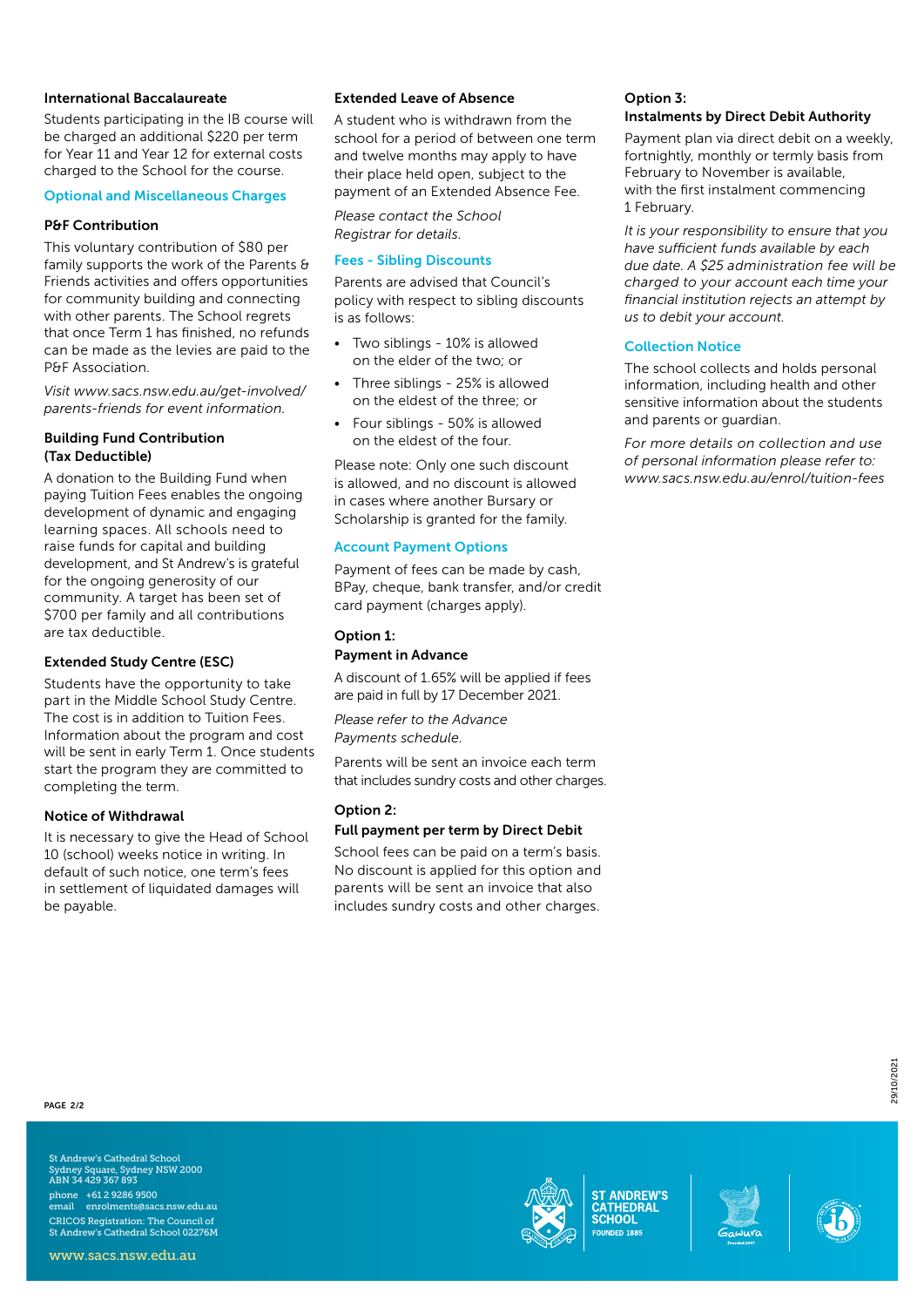### International Baccalaureate

Students participating in the IB course will be charged an additional $220 per term for Year 11 and Year 12 for external costs charged to the School for the course.

## Optional and Miscellaneous Charges

### P&F Contribution

This voluntary contribution of $80 per family supports the work of the Parents & Friends activities and offers opportunities for community building and connecting with other parents. The School regrets that once Term 1 has finished, no refunds can be made as the levies are paid to the P&F Association.

*Visit www.sacs.nsw.edu.au/get-involved/parents-friends for event information.*

### Building Fund Contribution (Tax Deductible)

A donation to the Building Fund when paying Tuition Fees enables the ongoing development of dynamic and engaging learning spaces. All schools need to raise funds for capital and building development, and St Andrew's is grateful for the ongoing generosity of our community. A target has been set of $700 per family and all contributions are tax deductible.

### Extended Study Centre (ESC)

Students have the opportunity to take part in the Middle School Study Centre. The cost is in addition to Tuition Fees. Information about the program and cost will be sent in early Term 1. Once students start the program they are committed to completing the term.

### Notice of Withdrawal

It is necessary to give the Head of School 10 (school) weeks notice in writing. In default of such notice, one term's fees in settlement of liquidated damages will be payable.

### Extended Leave of Absence

A student who is withdrawn from the school for a period of between one term and twelve months may apply to have their place held open, subject to the payment of an Extended Absence Fee.

*Please contact the School Registrar for details.*

## Fees - Sibling Discounts

Parents are advised that Council's policy with respect to sibling discounts is as follows:

- Two siblings - 10% is allowed on the elder of the two; or
- Three siblings - 25% is allowed on the eldest of the three; or
- Four siblings - 50% is allowed on the eldest of the four.

Please note: Only one such discount is allowed, and no discount is allowed in cases where another Bursary or Scholarship is granted for the family.

## Account Payment Options

Payment of fees can be made by cash, BPay, cheque, bank transfer, and/or credit card payment (charges apply).

### Option 1: Payment in Advance

A discount of 1.65% will be applied if fees are paid in full by 17 December 2021.

*Please refer to the Advance Payments schedule.*

Parents will be sent an invoice each term that includes sundry costs and other charges.

### Option 2: Full payment per term by Direct Debit

School fees can be paid on a term's basis. No discount is applied for this option and parents will be sent an invoice that also includes sundry costs and other charges.

### Option 3: Instalments by Direct Debit Authority

Payment plan via direct debit on a weekly, fortnightly, monthly or termly basis from February to November is available, with the first instalment commencing 1 February.

*It is your responsibility to ensure that you have sufficient funds available by each due date. A $25 administration fee will be charged to your account each time your financial institution rejects an attempt by us to debit your account.*

## Collection Notice

The school collects and holds personal information, including health and other sensitive information about the students and parents or guardian.

*For more details on collection and use of personal information please refer to: www.sacs.nsw.edu.au/enrol/tuition-fees*

29/10/2021

St Andrew's Cathedral School
Sydney Square, Sydney NSW 2000
ABN 34 429 367 893

phone +61 2 9286 9500
email enrolments@sacs.nsw.edu.au

CRICOS Registration: The Council of St Andrew's Cathedral School 02276M

www.sacs.nsw.edu.au

ST ANDREW'S CATHEDRAL SCHOOL
FOUNDED 1885